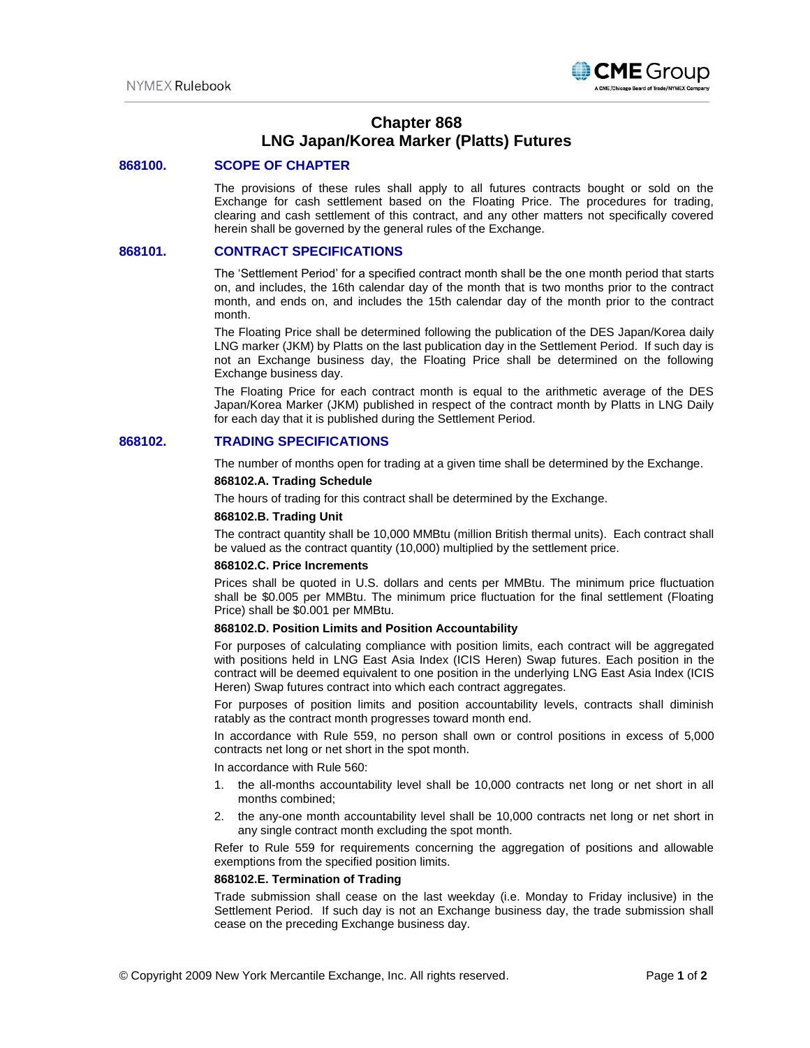# Chapter 868
# LNG Japan/Korea Marker (Platts) Futures

## 868100. SCOPE OF CHAPTER

The provisions of these rules shall apply to all futures contracts bought or sold on the Exchange for cash settlement based on the Floating Price. The procedures for trading, clearing and cash settlement of this contract, and any other matters not specifically covered herein shall be governed by the general rules of the Exchange.

## 868101. CONTRACT SPECIFICATIONS

The 'Settlement Period' for a specified contract month shall be the one month period that starts on, and includes, the 16th calendar day of the month that is two months prior to the contract month, and ends on, and includes the 15th calendar day of the month prior to the contract month.

The Floating Price shall be determined following the publication of the DES Japan/Korea daily LNG marker (JKM) by Platts on the last publication day in the Settlement Period. If such day is not an Exchange business day, the Floating Price shall be determined on the following Exchange business day.

The Floating Price for each contract month is equal to the arithmetic average of the DES Japan/Korea Marker (JKM) published in respect of the contract month by Platts in LNG Daily for each day that it is published during the Settlement Period.

## 868102. TRADING SPECIFICATIONS

The number of months open for trading at a given time shall be determined by the Exchange.

**868102.A. Trading Schedule**

The hours of trading for this contract shall be determined by the Exchange.

**868102.B. Trading Unit**

The contract quantity shall be 10,000 MMBtu (million British thermal units). Each contract shall be valued as the contract quantity (10,000) multiplied by the settlement price.

**868102.C. Price Increments**

Prices shall be quoted in U.S. dollars and cents per MMBtu. The minimum price fluctuation shall be $0.005 per MMBtu. The minimum price fluctuation for the final settlement (Floating Price) shall be $0.001 per MMBtu.

**868102.D. Position Limits and Position Accountability**

For purposes of calculating compliance with position limits, each contract will be aggregated with positions held in LNG East Asia Index (ICIS Heren) Swap futures. Each position in the contract will be deemed equivalent to one position in the underlying LNG East Asia Index (ICIS Heren) Swap futures contract into which each contract aggregates.

For purposes of position limits and position accountability levels, contracts shall diminish ratably as the contract month progresses toward month end.

In accordance with Rule 559, no person shall own or control positions in excess of 5,000 contracts net long or net short in the spot month.

In accordance with Rule 560:

1. the all-months accountability level shall be 10,000 contracts net long or net short in all months combined;
2. the any-one month accountability level shall be 10,000 contracts net long or net short in any single contract month excluding the spot month.

Refer to Rule 559 for requirements concerning the aggregation of positions and allowable exemptions from the specified position limits.

**868102.E. Termination of Trading**

Trade submission shall cease on the last weekday (i.e. Monday to Friday inclusive) in the Settlement Period. If such day is not an Exchange business day, the trade submission shall cease on the preceding Exchange business day.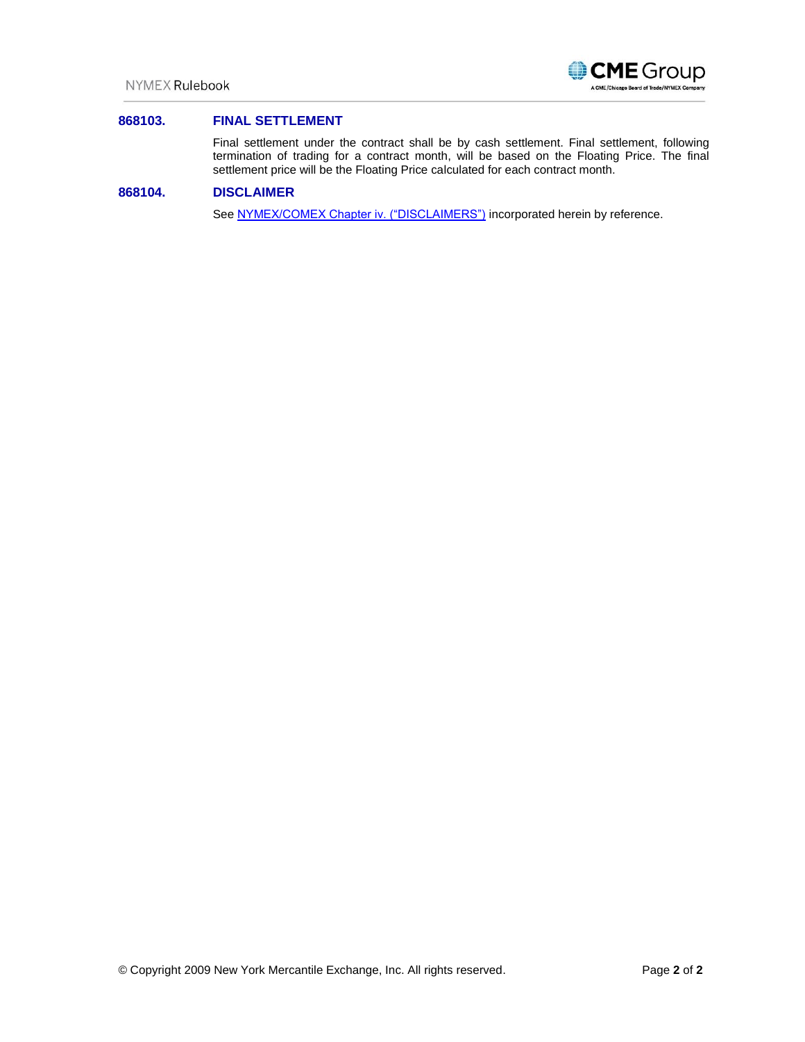## 868103. FINAL SETTLEMENT

Final settlement under the contract shall be by cash settlement. Final settlement, following termination of trading for a contract month, will be based on the Floating Price. The final settlement price will be the Floating Price calculated for each contract month.

## 868104. DISCLAIMER

See NYMEX/COMEX Chapter iv. ("DISCLAIMERS") incorporated herein by reference.